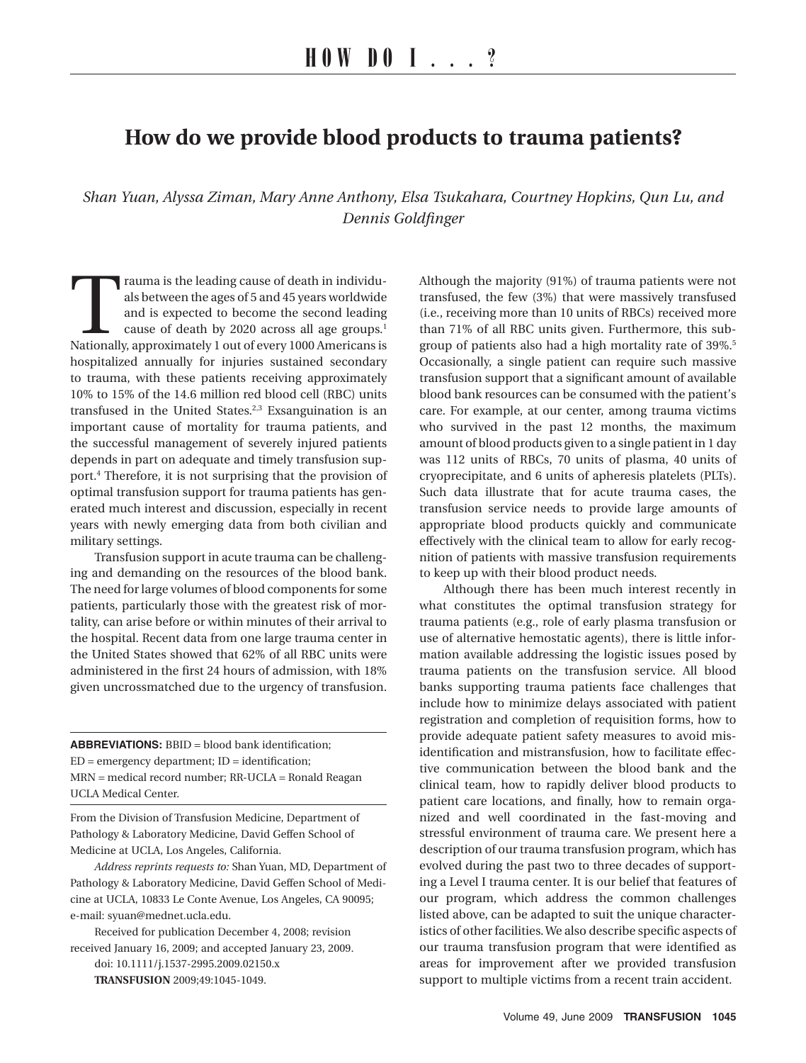# How do we provide blood products to trauma patients?

*Shan Yuan, Alyssa Ziman, Mary Anne Anthony, Elsa Tsukahara, Courtney Hopkins, Qun Lu, and Dennis Goldfinger*

Trauma is the leading cause of death in individuals between the ages of 5 and 45 years worldwide and is expected to become the second leading cause of death by 2020 across all age groups.[1] Nationally, approximately 1 out of every 1000 Americans is hospitalized annually for injuries sustained secondary to trauma, with these patients receiving approximately 10% to 15% of the 14.6 million red blood cell (RBC) units transfused in the United States.[2,3] Exsanguination is an important cause of mortality for trauma patients, and the successful management of severely injured patients depends in part on adequate and timely transfusion support.[4] Therefore, it is not surprising that the provision of optimal transfusion support for trauma patients has generated much interest and discussion, especially in recent years with newly emerging data from both civilian and military settings.

Transfusion support in acute trauma can be challenging and demanding on the resources of the blood bank. The need for large volumes of blood components for some patients, particularly those with the greatest risk of mortality, can arise before or within minutes of their arrival to the hospital. Recent data from one large trauma center in the United States showed that 62% of all RBC units were administered in the first 24 hours of admission, with 18% given uncrossmatched due to the urgency of transfusion.

Although the majority (91%) of trauma patients were not transfused, the few (3%) that were massively transfused (i.e., receiving more than 10 units of RBCs) received more than 71% of all RBC units given. Furthermore, this subgroup of patients also had a high mortality rate of 39%.[5] Occasionally, a single patient can require such massive transfusion support that a significant amount of available blood bank resources can be consumed with the patient's care. For example, at our center, among trauma victims who survived in the past 12 months, the maximum amount of blood products given to a single patient in 1 day was 112 units of RBCs, 70 units of plasma, 40 units of cryoprecipitate, and 6 units of apheresis platelets (PLTs). Such data illustrate that for acute trauma cases, the transfusion service needs to provide large amounts of appropriate blood products quickly and communicate effectively with the clinical team to allow for early recognition of patients with massive transfusion requirements to keep up with their blood product needs.

Although there has been much interest recently in what constitutes the optimal transfusion strategy for trauma patients (e.g., role of early plasma transfusion or use of alternative hemostatic agents), there is little information available addressing the logistic issues posed by trauma patients on the transfusion service. All blood banks supporting trauma patients face challenges that include how to minimize delays associated with patient registration and completion of requisition forms, how to provide adequate patient safety measures to avoid misidentification and mistransfusion, how to facilitate effective communication between the blood bank and the clinical team, how to rapidly deliver blood products to patient care locations, and finally, how to remain organized and well coordinated in the fast-moving and stressful environment of trauma care. We present here a description of our trauma transfusion program, which has evolved during the past two to three decades of supporting a Level I trauma center. It is our belief that features of our program, which address the common challenges listed above, can be adapted to suit the unique characteristics of other facilities. We also describe specific aspects of our trauma transfusion program that were identified as areas for improvement after we provided transfusion support to multiple victims from a recent train accident.

---

**ABBREVIATIONS:** BBID = blood bank identification; ED = emergency department; ID = identification; MRN = medical record number; RR-UCLA = Ronald Reagan UCLA Medical Center.

From the Division of Transfusion Medicine, Department of Pathology & Laboratory Medicine, David Geffen School of Medicine at UCLA, Los Angeles, California.

*Address reprints requests to:* Shan Yuan, MD, Department of Pathology & Laboratory Medicine, David Geffen School of Medicine at UCLA, 10833 Le Conte Avenue, Los Angeles, CA 90095; e-mail: syuan@mednet.ucla.edu.

Received for publication December 4, 2008; revision received January 16, 2009; and accepted January 23, 2009.

doi: 10.1111/j.1537-2995.2009.02150.x

**TRANSFUSION** 2009;49:1045-1049.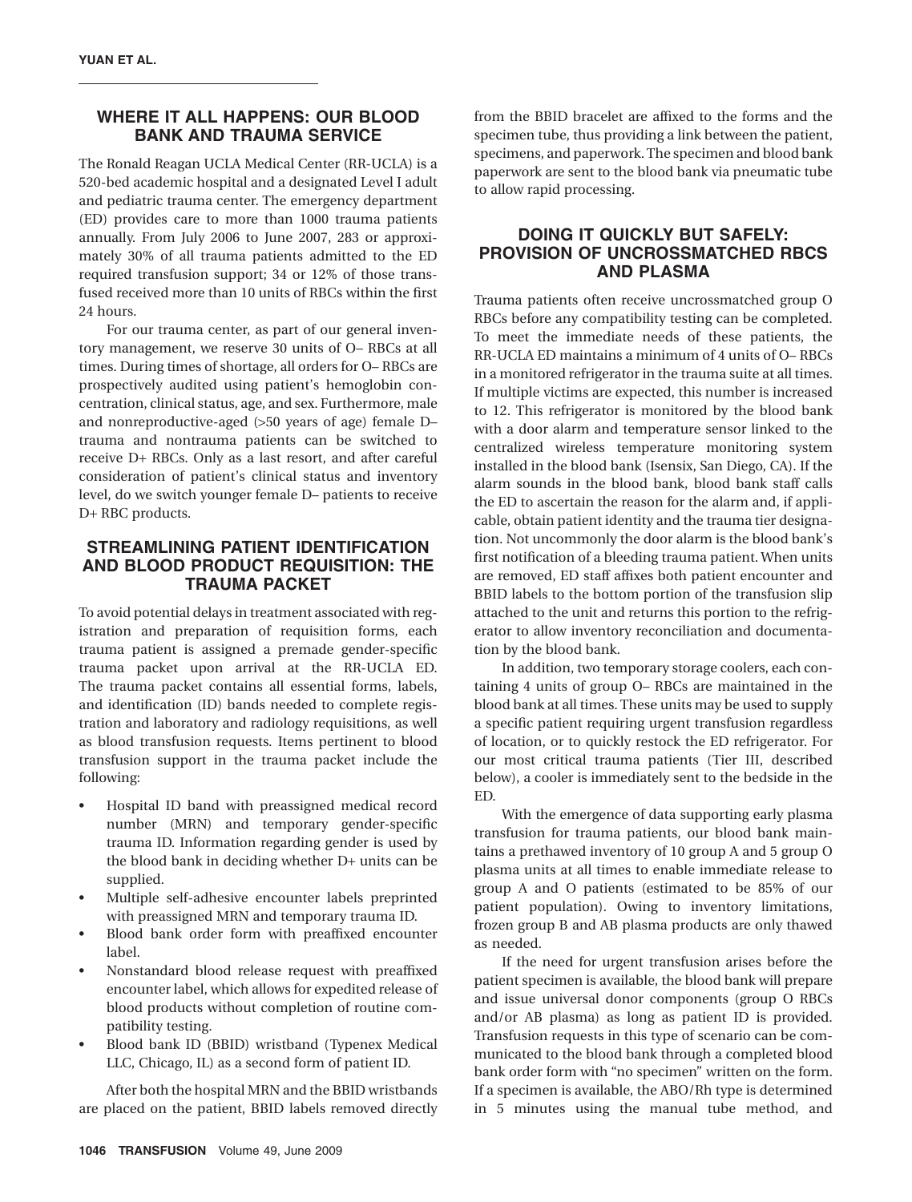## WHERE IT ALL HAPPENS: OUR BLOOD BANK AND TRAUMA SERVICE

The Ronald Reagan UCLA Medical Center (RR-UCLA) is a 520-bed academic hospital and a designated Level I adult and pediatric trauma center. The emergency department (ED) provides care to more than 1000 trauma patients annually. From July 2006 to June 2007, 283 or approximately 30% of all trauma patients admitted to the ED required transfusion support; 34 or 12% of those transfused received more than 10 units of RBCs within the first 24 hours.

For our trauma center, as part of our general inventory management, we reserve 30 units of O– RBCs at all times. During times of shortage, all orders for O– RBCs are prospectively audited using patient's hemoglobin concentration, clinical status, age, and sex. Furthermore, male and nonreproductive-aged (>50 years of age) female D– trauma and nontrauma patients can be switched to receive D+ RBCs. Only as a last resort, and after careful consideration of patient's clinical status and inventory level, do we switch younger female D– patients to receive D+ RBC products.

## STREAMLINING PATIENT IDENTIFICATION AND BLOOD PRODUCT REQUISITION: THE TRAUMA PACKET

To avoid potential delays in treatment associated with registration and preparation of requisition forms, each trauma patient is assigned a premade gender-specific trauma packet upon arrival at the RR-UCLA ED. The trauma packet contains all essential forms, labels, and identification (ID) bands needed to complete registration and laboratory and radiology requisitions, as well as blood transfusion requests. Items pertinent to blood transfusion support in the trauma packet include the following:

- Hospital ID band with preassigned medical record number (MRN) and temporary gender-specific trauma ID. Information regarding gender is used by the blood bank in deciding whether D+ units can be supplied.
- Multiple self-adhesive encounter labels preprinted with preassigned MRN and temporary trauma ID.
- Blood bank order form with preaffixed encounter label.
- Nonstandard blood release request with preaffixed encounter label, which allows for expedited release of blood products without completion of routine compatibility testing.
- Blood bank ID (BBID) wristband (Typenex Medical LLC, Chicago, IL) as a second form of patient ID.

After both the hospital MRN and the BBID wristbands are placed on the patient, BBID labels removed directly from the BBID bracelet are affixed to the forms and the specimen tube, thus providing a link between the patient, specimens, and paperwork. The specimen and blood bank paperwork are sent to the blood bank via pneumatic tube to allow rapid processing.

## DOING IT QUICKLY BUT SAFELY: PROVISION OF UNCROSSMATCHED RBCS AND PLASMA

Trauma patients often receive uncrossmatched group O RBCs before any compatibility testing can be completed. To meet the immediate needs of these patients, the RR-UCLA ED maintains a minimum of 4 units of O– RBCs in a monitored refrigerator in the trauma suite at all times. If multiple victims are expected, this number is increased to 12. This refrigerator is monitored by the blood bank with a door alarm and temperature sensor linked to the centralized wireless temperature monitoring system installed in the blood bank (Isensix, San Diego, CA). If the alarm sounds in the blood bank, blood bank staff calls the ED to ascertain the reason for the alarm and, if applicable, obtain patient identity and the trauma tier designation. Not uncommonly the door alarm is the blood bank's first notification of a bleeding trauma patient. When units are removed, ED staff affixes both patient encounter and BBID labels to the bottom portion of the transfusion slip attached to the unit and returns this portion to the refrigerator to allow inventory reconciliation and documentation by the blood bank.

In addition, two temporary storage coolers, each containing 4 units of group O– RBCs are maintained in the blood bank at all times. These units may be used to supply a specific patient requiring urgent transfusion regardless of location, or to quickly restock the ED refrigerator. For our most critical trauma patients (Tier III, described below), a cooler is immediately sent to the bedside in the ED.

With the emergence of data supporting early plasma transfusion for trauma patients, our blood bank maintains a prethawed inventory of 10 group A and 5 group O plasma units at all times to enable immediate release to group A and O patients (estimated to be 85% of our patient population). Owing to inventory limitations, frozen group B and AB plasma products are only thawed as needed.

If the need for urgent transfusion arises before the patient specimen is available, the blood bank will prepare and issue universal donor components (group O RBCs and/or AB plasma) as long as patient ID is provided. Transfusion requests in this type of scenario can be communicated to the blood bank through a completed blood bank order form with "no specimen" written on the form. If a specimen is available, the ABO/Rh type is determined in 5 minutes using the manual tube method, and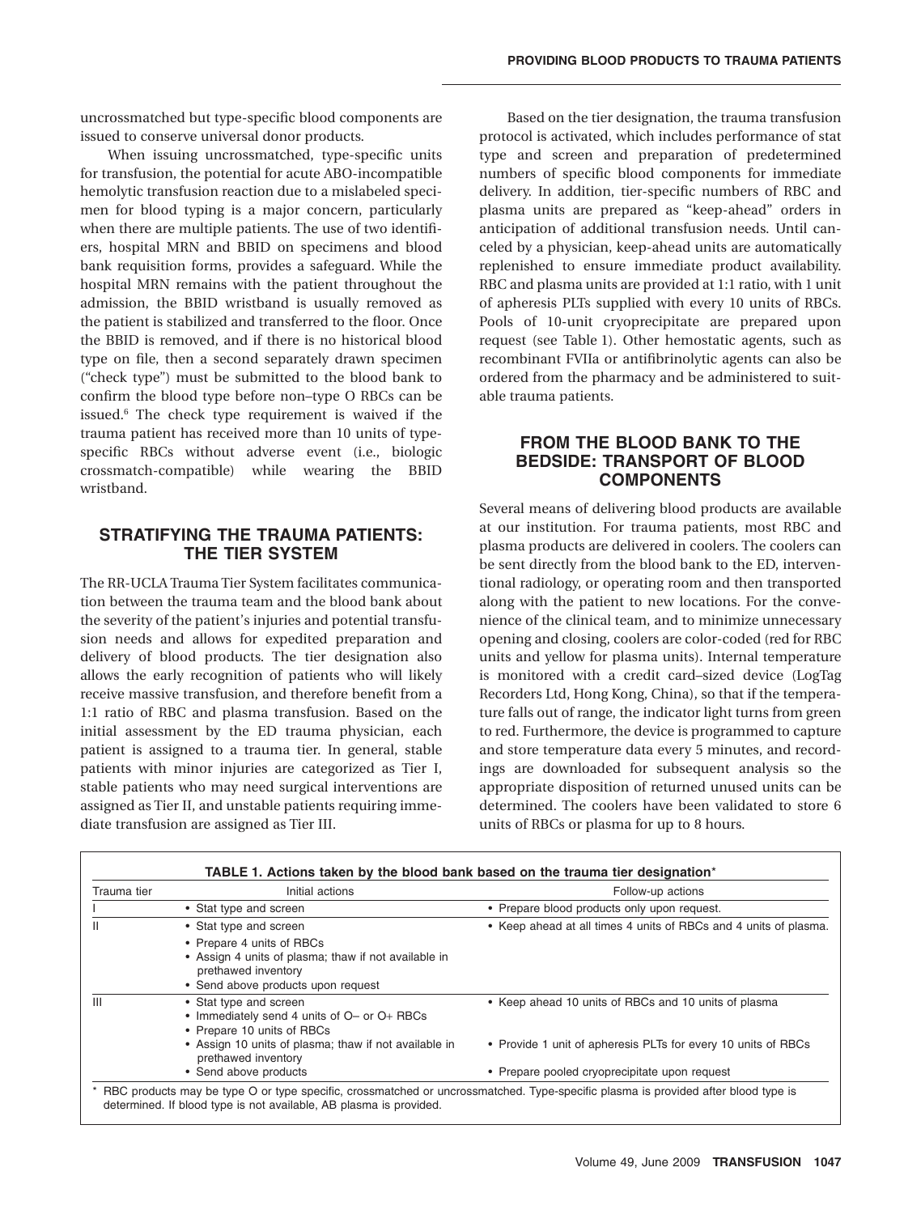uncrossmatched but type-specific blood components are issued to conserve universal donor products.

When issuing uncrossmatched, type-specific units for transfusion, the potential for acute ABO-incompatible hemolytic transfusion reaction due to a mislabeled specimen for blood typing is a major concern, particularly when there are multiple patients. The use of two identifiers, hospital MRN and BBID on specimens and blood bank requisition forms, provides a safeguard. While the hospital MRN remains with the patient throughout the admission, the BBID wristband is usually removed as the patient is stabilized and transferred to the floor. Once the BBID is removed, and if there is no historical blood type on file, then a second separately drawn specimen ("check type") must be submitted to the blood bank to confirm the blood type before non–type O RBCs can be issued.[6] The check type requirement is waived if the trauma patient has received more than 10 units of type-specific RBCs without adverse event (i.e., biologic crossmatch-compatible) while wearing the BBID wristband.

## STRATIFYING THE TRAUMA PATIENTS: THE TIER SYSTEM

The RR-UCLA Trauma Tier System facilitates communication between the trauma team and the blood bank about the severity of the patient's injuries and potential transfusion needs and allows for expedited preparation and delivery of blood products. The tier designation also allows the early recognition of patients who will likely receive massive transfusion, and therefore benefit from a 1:1 ratio of RBC and plasma transfusion. Based on the initial assessment by the ED trauma physician, each patient is assigned to a trauma tier. In general, stable patients with minor injuries are categorized as Tier I, stable patients who may need surgical interventions are assigned as Tier II, and unstable patients requiring immediate transfusion are assigned as Tier III.

Based on the tier designation, the trauma transfusion protocol is activated, which includes performance of stat type and screen and preparation of predetermined numbers of specific blood components for immediate delivery. In addition, tier-specific numbers of RBC and plasma units are prepared as "keep-ahead" orders in anticipation of additional transfusion needs. Until canceled by a physician, keep-ahead units are automatically replenished to ensure immediate product availability. RBC and plasma units are provided at 1:1 ratio, with 1 unit of apheresis PLTs supplied with every 10 units of RBCs. Pools of 10-unit cryoprecipitate are prepared upon request (see Table 1). Other hemostatic agents, such as recombinant FVIIa or antifibrinolytic agents can also be ordered from the pharmacy and be administered to suitable trauma patients.

## FROM THE BLOOD BANK TO THE BEDSIDE: TRANSPORT OF BLOOD COMPONENTS

Several means of delivering blood products are available at our institution. For trauma patients, most RBC and plasma products are delivered in coolers. The coolers can be sent directly from the blood bank to the ED, interventional radiology, or operating room and then transported along with the patient to new locations. For the convenience of the clinical team, and to minimize unnecessary opening and closing, coolers are color-coded (red for RBC units and yellow for plasma units). Internal temperature is monitored with a credit card–sized device (LogTag Recorders Ltd, Hong Kong, China), so that if the temperature falls out of range, the indicator light turns from green to red. Furthermore, the device is programmed to capture and store temperature data every 5 minutes, and recordings are downloaded for subsequent analysis so the appropriate disposition of returned unused units can be determined. The coolers have been validated to store 6 units of RBCs or plasma for up to 8 hours.

**TABLE 1. Actions taken by the blood bank based on the trauma tier designation***

| Trauma tier | Initial actions | Follow-up actions |
|---|---|---|
| I | • Stat type and screen | • Prepare blood products only upon request. |
| II | • Stat type and screen<br>• Prepare 4 units of RBCs<br>• Assign 4 units of plasma; thaw if not available in prethawed inventory<br>• Send above products upon request | • Keep ahead at all times 4 units of RBCs and 4 units of plasma. |
| III | • Stat type and screen<br>• Immediately send 4 units of O– or O+ RBCs<br>• Prepare 10 units of RBCs<br>• Assign 10 units of plasma; thaw if not available in prethawed inventory<br>• Send above products | • Keep ahead 10 units of RBCs and 10 units of plasma<br>• Provide 1 unit of apheresis PLTs for every 10 units of RBCs<br>• Prepare pooled cryoprecipitate upon request |

\* RBC products may be type O or type specific, crossmatched or uncrossmatched. Type-specific plasma is provided after blood type is determined. If blood type is not available, AB plasma is provided.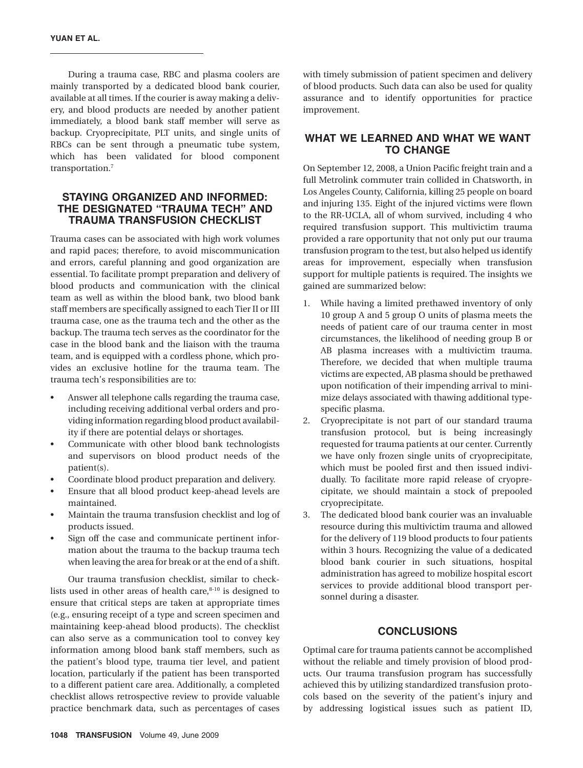During a trauma case, RBC and plasma coolers are mainly transported by a dedicated blood bank courier, available at all times. If the courier is away making a delivery, and blood products are needed by another patient immediately, a blood bank staff member will serve as backup. Cryoprecipitate, PLT units, and single units of RBCs can be sent through a pneumatic tube system, which has been validated for blood component transportation.[7]

## STAYING ORGANIZED AND INFORMED: THE DESIGNATED "TRAUMA TECH" AND TRAUMA TRANSFUSION CHECKLIST

Trauma cases can be associated with high work volumes and rapid paces; therefore, to avoid miscommunication and errors, careful planning and good organization are essential. To facilitate prompt preparation and delivery of blood products and communication with the clinical team as well as within the blood bank, two blood bank staff members are specifically assigned to each Tier II or III trauma case, one as the trauma tech and the other as the backup. The trauma tech serves as the coordinator for the case in the blood bank and the liaison with the trauma team, and is equipped with a cordless phone, which provides an exclusive hotline for the trauma team. The trauma tech's responsibilities are to:

- Answer all telephone calls regarding the trauma case, including receiving additional verbal orders and providing information regarding blood product availability if there are potential delays or shortages.
- Communicate with other blood bank technologists and supervisors on blood product needs of the patient(s).
- Coordinate blood product preparation and delivery.
- Ensure that all blood product keep-ahead levels are maintained.
- Maintain the trauma transfusion checklist and log of products issued.
- Sign off the case and communicate pertinent information about the trauma to the backup trauma tech when leaving the area for break or at the end of a shift.

Our trauma transfusion checklist, similar to checklists used in other areas of health care,[8-10] is designed to ensure that critical steps are taken at appropriate times (e.g., ensuring receipt of a type and screen specimen and maintaining keep-ahead blood products). The checklist can also serve as a communication tool to convey key information among blood bank staff members, such as the patient's blood type, trauma tier level, and patient location, particularly if the patient has been transported to a different patient care area. Additionally, a completed checklist allows retrospective review to provide valuable practice benchmark data, such as percentages of cases with timely submission of patient specimen and delivery of blood products. Such data can also be used for quality assurance and to identify opportunities for practice improvement.

## WHAT WE LEARNED AND WHAT WE WANT TO CHANGE

On September 12, 2008, a Union Pacific freight train and a full Metrolink commuter train collided in Chatsworth, in Los Angeles County, California, killing 25 people on board and injuring 135. Eight of the injured victims were flown to the RR-UCLA, all of whom survived, including 4 who required transfusion support. This multivictim trauma provided a rare opportunity that not only put our trauma transfusion program to the test, but also helped us identify areas for improvement, especially when transfusion support for multiple patients is required. The insights we gained are summarized below:

1. While having a limited prethawed inventory of only 10 group A and 5 group O units of plasma meets the needs of patient care of our trauma center in most circumstances, the likelihood of needing group B or AB plasma increases with a multivictim trauma. Therefore, we decided that when multiple trauma victims are expected, AB plasma should be prethawed upon notification of their impending arrival to minimize delays associated with thawing additional type-specific plasma.
2. Cryoprecipitate is not part of our standard trauma transfusion protocol, but is being increasingly requested for trauma patients at our center. Currently we have only frozen single units of cryoprecipitate, which must be pooled first and then issued individually. To facilitate more rapid release of cryoprecipitate, we should maintain a stock of prepooled cryoprecipitate.
3. The dedicated blood bank courier was an invaluable resource during this multivictim trauma and allowed for the delivery of 119 blood products to four patients within 3 hours. Recognizing the value of a dedicated blood bank courier in such situations, hospital administration has agreed to mobilize hospital escort services to provide additional blood transport personnel during a disaster.

## CONCLUSIONS

Optimal care for trauma patients cannot be accomplished without the reliable and timely provision of blood products. Our trauma transfusion program has successfully achieved this by utilizing standardized transfusion protocols based on the severity of the patient's injury and by addressing logistical issues such as patient ID,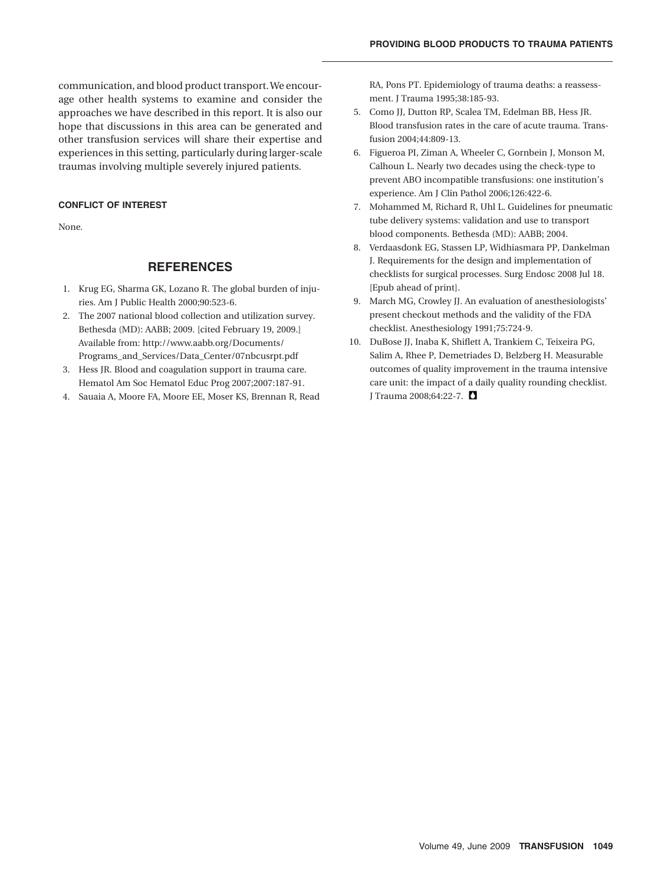communication, and blood product transport. We encourage other health systems to examine and consider the approaches we have described in this report. It is also our hope that discussions in this area can be generated and other transfusion services will share their expertise and experiences in this setting, particularly during larger-scale traumas involving multiple severely injured patients.

### CONFLICT OF INTEREST

None.

## REFERENCES

1. Krug EG, Sharma GK, Lozano R. The global burden of injuries. Am J Public Health 2000;90:523-6.
2. The 2007 national blood collection and utilization survey. Bethesda (MD): AABB; 2009. [cited February 19, 2009.] Available from: http://www.aabb.org/Documents/Programs_and_Services/Data_Center/07nbcusrpt.pdf
3. Hess JR. Blood and coagulation support in trauma care. Hematol Am Soc Hematol Educ Prog 2007;2007:187-91.
4. Sauaia A, Moore FA, Moore EE, Moser KS, Brennan R, Read RA, Pons PT. Epidemiology of trauma deaths: a reassessment. J Trauma 1995;38:185-93.
5. Como JJ, Dutton RP, Scalea TM, Edelman BB, Hess JR. Blood transfusion rates in the care of acute trauma. Transfusion 2004;44:809-13.
6. Figueroa PI, Ziman A, Wheeler C, Gornbein J, Monson M, Calhoun L. Nearly two decades using the check-type to prevent ABO incompatible transfusions: one institution's experience. Am J Clin Pathol 2006;126:422-6.
7. Mohammed M, Richard R, Uhl L. Guidelines for pneumatic tube delivery systems: validation and use to transport blood components. Bethesda (MD): AABB; 2004.
8. Verdaasdonk EG, Stassen LP, Widhiasmara PP, Dankelman J. Requirements for the design and implementation of checklists for surgical processes. Surg Endosc 2008 Jul 18. [Epub ahead of print].
9. March MG, Crowley JJ. An evaluation of anesthesiologists' present checkout methods and the validity of the FDA checklist. Anesthesiology 1991;75:724-9.
10. DuBose JJ, Inaba K, Shiflett A, Trankiem C, Teixeira PG, Salim A, Rhee P, Demetriades D, Belzberg H. Measurable outcomes of quality improvement in the trauma intensive care unit: the impact of a daily quality rounding checklist. J Trauma 2008;64:22-7.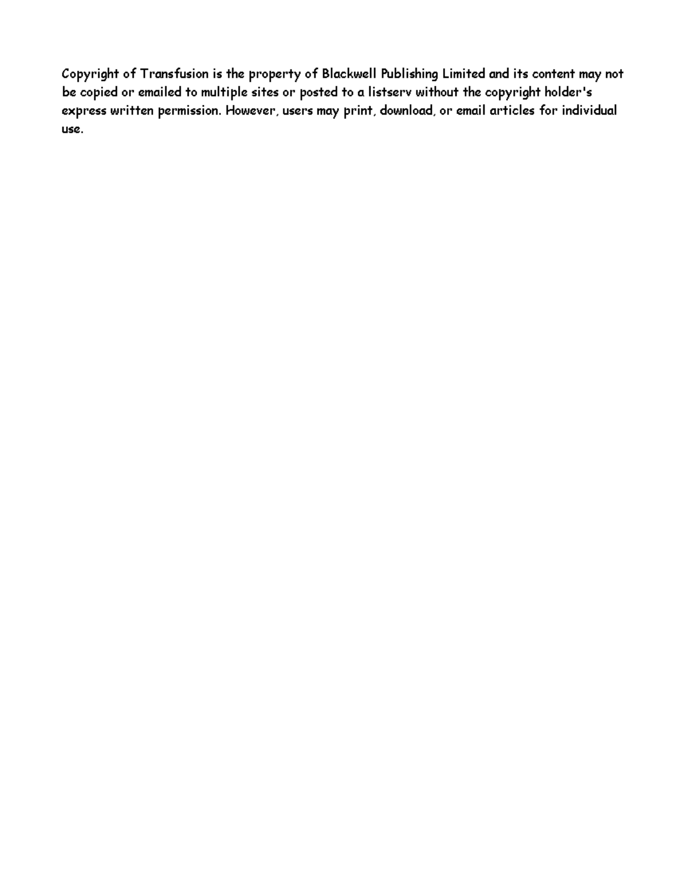Copyright of Transfusion is the property of Blackwell Publishing Limited and its content may not be copied or emailed to multiple sites or posted to a listserv without the copyright holder's express written permission. However, users may print, download, or email articles for individual use.